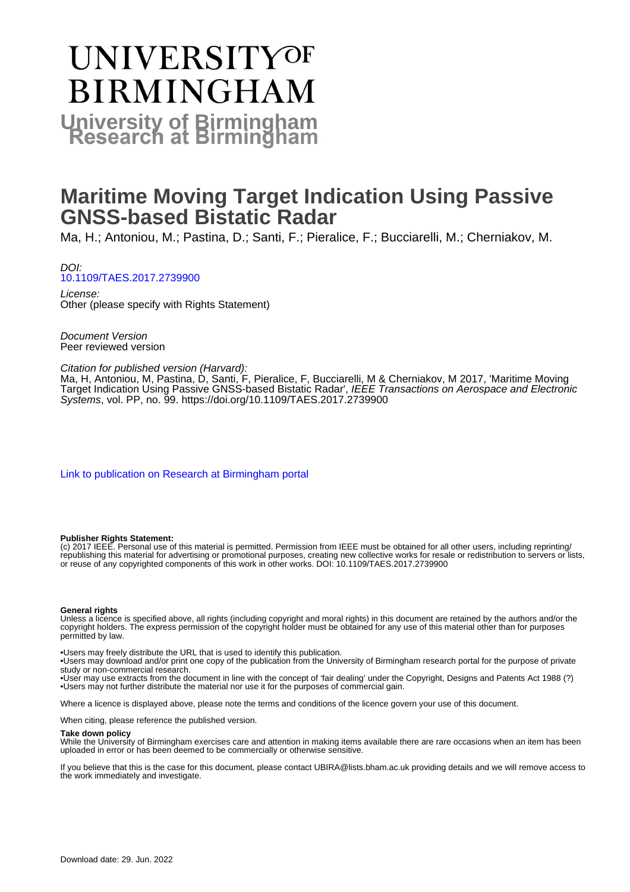# UNIVERSITY OF BIRMINGHAM

## University of Birmingham Research at Birmingham

# Maritime Moving Target Indication Using Passive GNSS-based Bistatic Radar

Ma, H.; Antoniou, M.; Pastina, D.; Santi, F.; Pieralice, F.; Bucciarelli, M.; Cherniakov, M.

*DOI:*
10.1109/TAES.2017.2739900

*License:*
Other (please specify with Rights Statement)

*Document Version*
Peer reviewed version

*Citation for published version (Harvard):*
Ma, H, Antoniou, M, Pastina, D, Santi, F, Pieralice, F, Bucciarelli, M & Cherniakov, M 2017, 'Maritime Moving Target Indication Using Passive GNSS-based Bistatic Radar', *IEEE Transactions on Aerospace and Electronic Systems*, vol. PP, no. 99. https://doi.org/10.1109/TAES.2017.2739900

Link to publication on Research at Birmingham portal

**Publisher Rights Statement:**
(c) 2017 IEEE. Personal use of this material is permitted. Permission from IEEE must be obtained for all other users, including reprinting/republishing this material for advertising or promotional purposes, creating new collective works for resale or redistribution to servers or lists, or reuse of any copyrighted components of this work in other works. DOI: 10.1109/TAES.2017.2739900

**General rights**
Unless a licence is specified above, all rights (including copyright and moral rights) in this document are retained by the authors and/or the copyright holders. The express permission of the copyright holder must be obtained for any use of this material other than for purposes permitted by law.

•Users may freely distribute the URL that is used to identify this publication.
•Users may download and/or print one copy of the publication from the University of Birmingham research portal for the purpose of private study or non-commercial research.
•User may use extracts from the document in line with the concept of 'fair dealing' under the Copyright, Designs and Patents Act 1988 (?)
•Users may not further distribute the material nor use it for the purposes of commercial gain.

Where a licence is displayed above, please note the terms and conditions of the licence govern your use of this document.

When citing, please reference the published version.

**Take down policy**
While the University of Birmingham exercises care and attention in making items available there are rare occasions when an item has been uploaded in error or has been deemed to be commercially or otherwise sensitive.

If you believe that this is the case for this document, please contact UBIRA@lists.bham.ac.uk providing details and we will remove access to the work immediately and investigate.

Download date: 29. Jun. 2022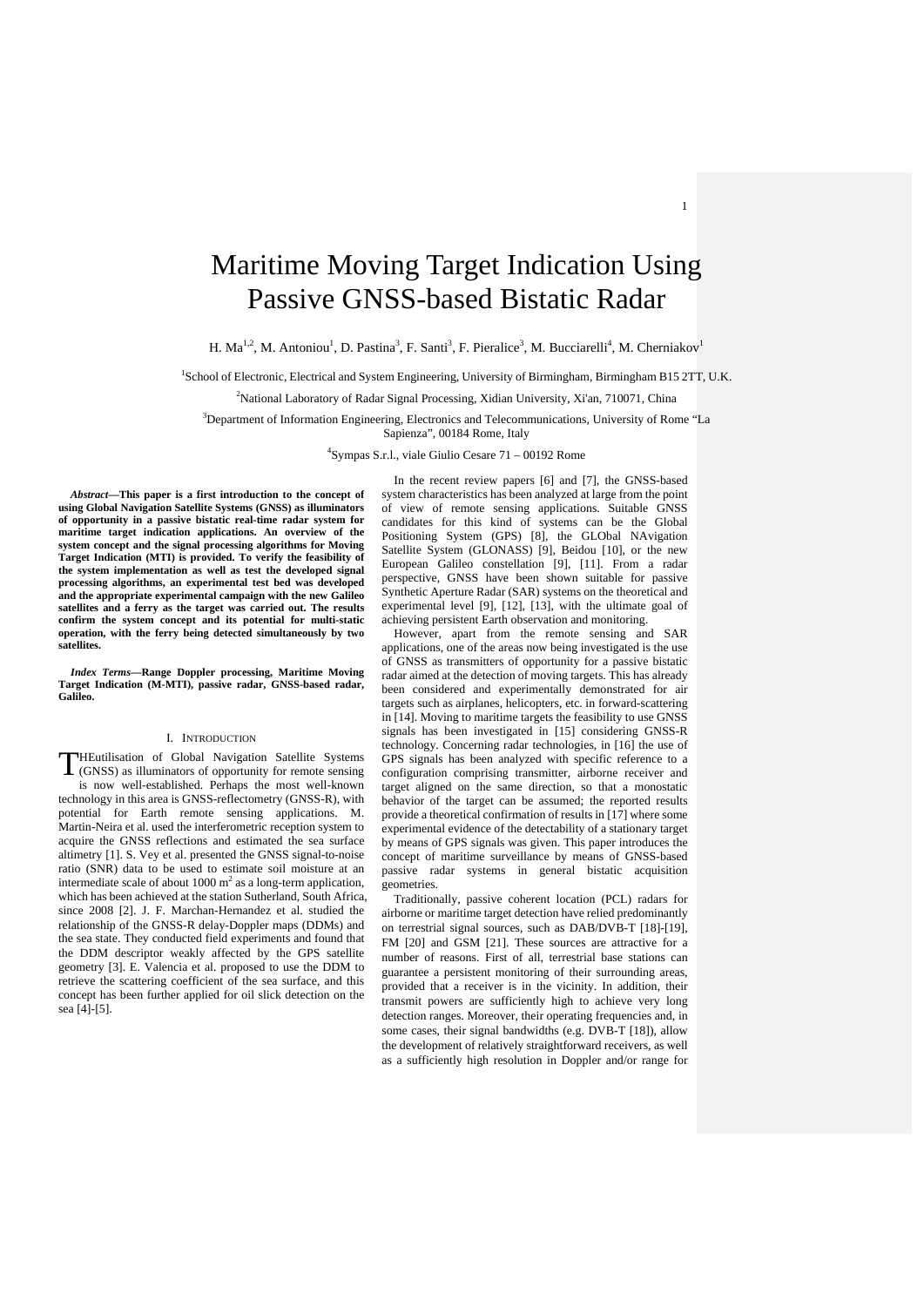# Maritime Moving Target Indication Using Passive GNSS-based Bistatic Radar

H. Ma[1,2], M. Antoniou[1], D. Pastina[3], F. Santi[3], F. Pieralice[3], M. Bucciarelli[4], M. Cherniakov[1]

[1]School of Electronic, Electrical and System Engineering, University of Birmingham, Birmingham B15 2TT, U.K.

[2]National Laboratory of Radar Signal Processing, Xidian University, Xi'an, 710071, China

[3]Department of Information Engineering, Electronics and Telecommunications, University of Rome "La Sapienza", 00184 Rome, Italy

[4]Sympas S.r.l., viale Giulio Cesare 71 – 00192 Rome

***Abstract*—This paper is a first introduction to the concept of using Global Navigation Satellite Systems (GNSS) as illuminators of opportunity in a passive bistatic real-time radar system for maritime target indication applications. An overview of the system concept and the signal processing algorithms for Moving Target Indication (MTI) is provided. To verify the feasibility of the system implementation as well as test the developed signal processing algorithms, an experimental test bed was developed and the appropriate experimental campaign with the new Galileo satellites and a ferry as the target was carried out. The results confirm the system concept and its potential for multi-static operation, with the ferry being detected simultaneously by two satellites.**

***Index Terms*—Range Doppler processing, Maritime Moving Target Indication (M-MTI), passive radar, GNSS-based radar, Galileo.**

## I. Introduction

THEutilisation of Global Navigation Satellite Systems (GNSS) as illuminators of opportunity for remote sensing is now well-established. Perhaps the most well-known technology in this area is GNSS-reflectometry (GNSS-R), with potential for Earth remote sensing applications. M. Martin-Neira et al. used the interferometric reception system to acquire the GNSS reflections and estimated the sea surface altimetry [1]. S. Vey et al. presented the GNSS signal-to-noise ratio (SNR) data to be used to estimate soil moisture at an intermediate scale of about 1000 $m^2$ as a long-term application, which has been achieved at the station Sutherland, South Africa, since 2008 [2]. J. F. Marchan-Hernandez et al. studied the relationship of the GNSS-R delay-Doppler maps (DDMs) and the sea state. They conducted field experiments and found that the DDM descriptor weakly affected by the GPS satellite geometry [3]. E. Valencia et al. proposed to use the DDM to retrieve the scattering coefficient of the sea surface, and this concept has been further applied for oil slick detection on the sea [4]-[5].

In the recent review papers [6] and [7], the GNSS-based system characteristics has been analyzed at large from the point of view of remote sensing applications. Suitable GNSS candidates for this kind of systems can be the Global Positioning System (GPS) [8], the GLObal NAvigation Satellite System (GLONASS) [9], Beidou [10], or the new European Galileo constellation [9], [11]. From a radar perspective, GNSS have been shown suitable for passive Synthetic Aperture Radar (SAR) systems on the theoretical and experimental level [9], [12], [13], with the ultimate goal of achieving persistent Earth observation and monitoring.

However, apart from the remote sensing and SAR applications, one of the areas now being investigated is the use of GNSS as transmitters of opportunity for a passive bistatic radar aimed at the detection of moving targets. This has already been considered and experimentally demonstrated for air targets such as airplanes, helicopters, etc. in forward-scattering in [14]. Moving to maritime targets the feasibility to use GNSS signals has been investigated in [15] considering GNSS-R technology. Concerning radar technologies, in [16] the use of GPS signals has been analyzed with specific reference to a configuration comprising transmitter, airborne receiver and target aligned on the same direction, so that a monostatic behavior of the target can be assumed; the reported results provide a theoretical confirmation of results in [17] where some experimental evidence of the detectability of a stationary target by means of GPS signals was given. This paper introduces the concept of maritime surveillance by means of GNSS-based passive radar systems in general bistatic acquisition geometries.

Traditionally, passive coherent location (PCL) radars for airborne or maritime target detection have relied predominantly on terrestrial signal sources, such as DAB/DVB-T [18]-[19], FM [20] and GSM [21]. These sources are attractive for a number of reasons. First of all, terrestrial base stations can guarantee a persistent monitoring of their surrounding areas, provided that a receiver is in the vicinity. In addition, their transmit powers are sufficiently high to achieve very long detection ranges. Moreover, their operating frequencies and, in some cases, their signal bandwidths (e.g. DVB-T [18]), allow the development of relatively straightforward receivers, as well as a sufficiently high resolution in Doppler and/or range for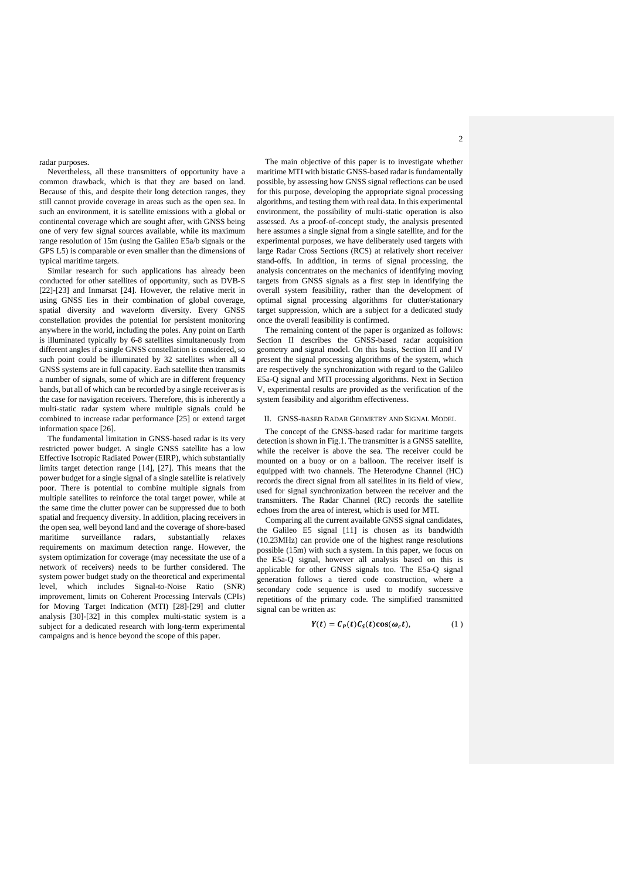radar purposes.

Nevertheless, all these transmitters of opportunity have a common drawback, which is that they are based on land. Because of this, and despite their long detection ranges, they still cannot provide coverage in areas such as the open sea. In such an environment, it is satellite emissions with a global or continental coverage which are sought after, with GNSS being one of very few signal sources available, while its maximum range resolution of 15m (using the Galileo E5a/b signals or the GPS L5) is comparable or even smaller than the dimensions of typical maritime targets.

Similar research for such applications has already been conducted for other satellites of opportunity, such as DVB-S [22]-[23] and Inmarsat [24]. However, the relative merit in using GNSS lies in their combination of global coverage, spatial diversity and waveform diversity. Every GNSS constellation provides the potential for persistent monitoring anywhere in the world, including the poles. Any point on Earth is illuminated typically by 6-8 satellites simultaneously from different angles if a single GNSS constellation is considered, so such point could be illuminated by 32 satellites when all 4 GNSS systems are in full capacity. Each satellite then transmits a number of signals, some of which are in different frequency bands, but all of which can be recorded by a single receiver as is the case for navigation receivers. Therefore, this is inherently a multi-static radar system where multiple signals could be combined to increase radar performance [25] or extend target information space [26].

The fundamental limitation in GNSS-based radar is its very restricted power budget. A single GNSS satellite has a low Effective Isotropic Radiated Power (EIRP), which substantially limits target detection range [14], [27]. This means that the power budget for a single signal of a single satellite is relatively poor. There is potential to combine multiple signals from multiple satellites to reinforce the total target power, while at the same time the clutter power can be suppressed due to both spatial and frequency diversity. In addition, placing receivers in the open sea, well beyond land and the coverage of shore-based maritime surveillance radars, substantially relaxes requirements on maximum detection range. However, the system optimization for coverage (may necessitate the use of a network of receivers) needs to be further considered. The system power budget study on the theoretical and experimental level, which includes Signal-to-Noise Ratio (SNR) improvement, limits on Coherent Processing Intervals (CPIs) for Moving Target Indication (MTI) [28]-[29] and clutter analysis [30]-[32] in this complex multi-static system is a subject for a dedicated research with long-term experimental campaigns and is hence beyond the scope of this paper.

The main objective of this paper is to investigate whether maritime MTI with bistatic GNSS-based radar is fundamentally possible, by assessing how GNSS signal reflections can be used for this purpose, developing the appropriate signal processing algorithms, and testing them with real data. In this experimental environment, the possibility of multi-static operation is also assessed. As a proof-of-concept study, the analysis presented here assumes a single signal from a single satellite, and for the experimental purposes, we have deliberately used targets with large Radar Cross Sections (RCS) at relatively short receiver stand-offs. In addition, in terms of signal processing, the analysis concentrates on the mechanics of identifying moving targets from GNSS signals as a first step in identifying the overall system feasibility, rather than the development of optimal signal processing algorithms for clutter/stationary target suppression, which are a subject for a dedicated study once the overall feasibility is confirmed.

The remaining content of the paper is organized as follows: Section II describes the GNSS-based radar acquisition geometry and signal model. On this basis, Section III and IV present the signal processing algorithms of the system, which are respectively the synchronization with regard to the Galileo E5a-Q signal and MTI processing algorithms. Next in Section V, experimental results are provided as the verification of the system feasibility and algorithm effectiveness.

## II. GNSS-based Radar Geometry and Signal Model

The concept of the GNSS-based radar for maritime targets detection is shown in Fig.1. The transmitter is a GNSS satellite, while the receiver is above the sea. The receiver could be mounted on a buoy or on a balloon. The receiver itself is equipped with two channels. The Heterodyne Channel (HC) records the direct signal from all satellites in its field of view, used for signal synchronization between the receiver and the transmitters. The Radar Channel (RC) records the satellite echoes from the area of interest, which is used for MTI.

Comparing all the current available GNSS signal candidates, the Galileo E5 signal [11] is chosen as its bandwidth (10.23MHz) can provide one of the highest range resolutions possible (15m) with such a system. In this paper, we focus on the E5a-Q signal, however all analysis based on this is applicable for other GNSS signals too. The E5a-Q signal generation follows a tiered code construction, where a secondary code sequence is used to modify successive repetitions of the primary code. The simplified transmitted signal can be written as:

$$\boldsymbol{Y(t) = C_P(t)C_S(t)\cos(\omega_c t)}, \tag{1}$$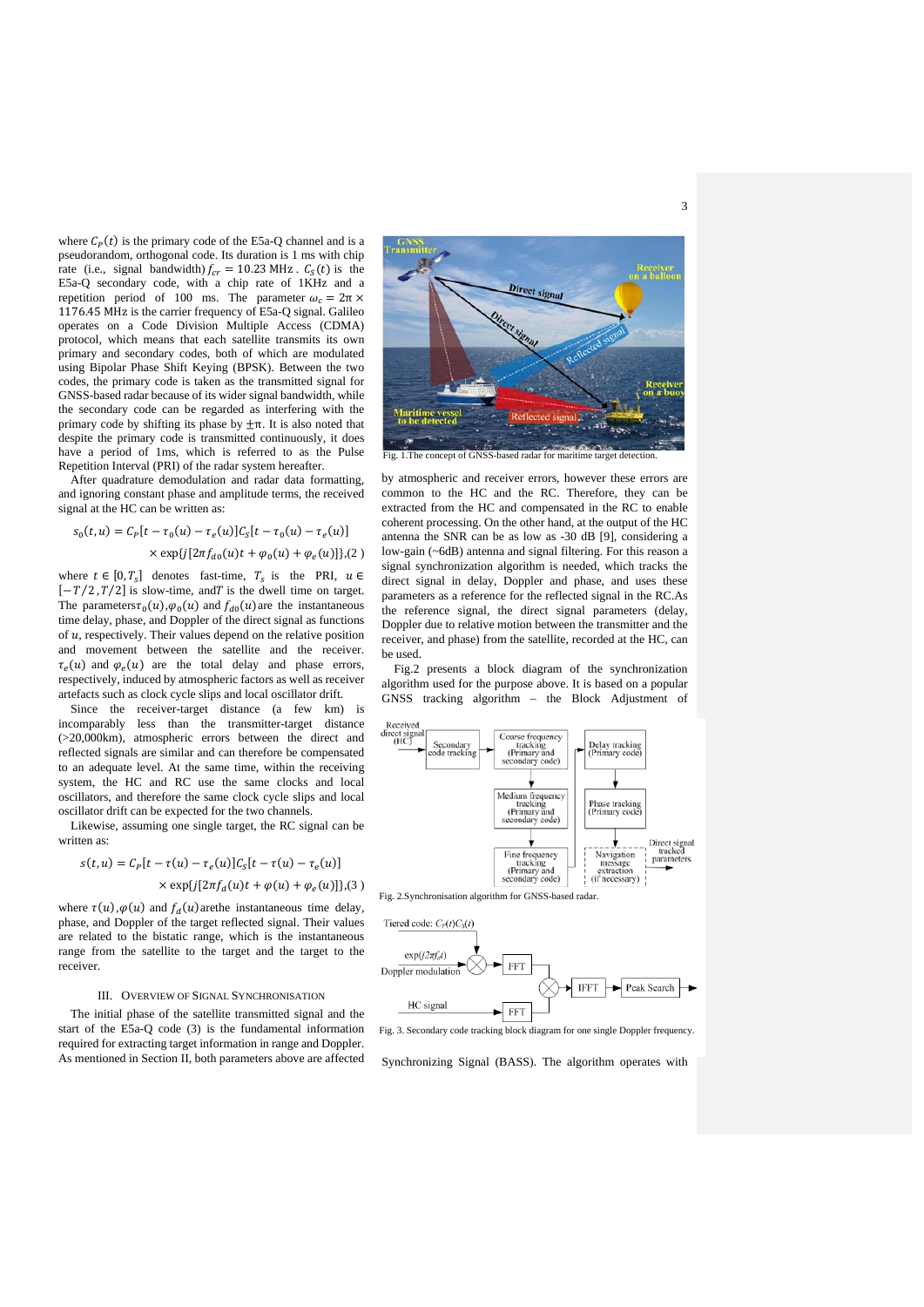where $C_P(t)$ is the primary code of the E5a-Q channel and is a pseudorandom, orthogonal code. Its duration is 1 ms with chip rate (i.e., signal bandwidth) $f_{cr} = 10.23$ MHz . $C_S(t)$ is the E5a-Q secondary code, with a chip rate of 1KHz and a repetition period of 100 ms. The parameter $\omega_c = 2\pi \times 1176.45$ MHz is the carrier frequency of E5a-Q signal. Galileo operates on a Code Division Multiple Access (CDMA) protocol, which means that each satellite transmits its own primary and secondary codes, both of which are modulated using Bipolar Phase Shift Keying (BPSK). Between the two codes, the primary code is taken as the transmitted signal for GNSS-based radar because of its wider signal bandwidth, while the secondary code can be regarded as interfering with the primary code by shifting its phase by $\pm\pi$. It is also noted that despite the primary code is transmitted continuously, it does have a period of 1ms, which is referred to as the Pulse Repetition Interval (PRI) of the radar system hereafter.

After quadrature demodulation and radar data formatting, and ignoring constant phase and amplitude terms, the received signal at the HC can be written as:

$$s_0(t,u) = C_P[t - \tau_0(u) - \tau_e(u)]C_S[t - \tau_0(u) - \tau_e(u)] \times \exp\{j[2\pi f_{d0}(u)t + \varphi_0(u) + \varphi_e(u)]\}, \quad (2)$$

where $t \in [0, T_s]$ denotes fast-time, $T_s$ is the PRI, $u \in [-T/2, T/2]$ is slow-time, and $T$ is the dwell time on target. The parameters $\tau_0(u)$, $\varphi_0(u)$ and $f_{d0}(u)$ are the instantaneous time delay, phase, and Doppler of the direct signal as functions of $u$, respectively. Their values depend on the relative position and movement between the satellite and the receiver. $\tau_e(u)$ and $\varphi_e(u)$ are the total delay and phase errors, respectively, induced by atmospheric factors as well as receiver artefacts such as clock cycle slips and local oscillator drift.

Since the receiver-target distance (a few km) is incomparably less than the transmitter-target distance (>20,000km), atmospheric errors between the direct and reflected signals are similar and can therefore be compensated to an adequate level. At the same time, within the receiving system, the HC and RC use the same clocks and local oscillators, and therefore the same clock cycle slips and local oscillator drift can be expected for the two channels.

Likewise, assuming one single target, the RC signal can be written as:

$$s(t,u) = C_P[t - \tau(u) - \tau_e(u)]C_S[t - \tau(u) - \tau_e(u)] \times \exp\{j[2\pi f_d(u)t + \varphi(u) + \varphi_e(u)]\}, \quad (3)$$

where $\tau(u)$, $\varphi(u)$ and $f_d(u)$ are the instantaneous time delay, phase, and Doppler of the target reflected signal. Their values are related to the bistatic range, which is the instantaneous range from the satellite to the target and the target to the receiver.

## III. Overview of Signal Synchronisation

The initial phase of the satellite transmitted signal and the start of the E5a-Q code (3) is the fundamental information required for extracting target information in range and Doppler. As mentioned in Section II, both parameters above are affected by atmospheric and receiver errors, however these errors are common to the HC and the RC. Therefore, they can be extracted from the HC and compensated in the RC to enable coherent processing. On the other hand, at the output of the HC antenna the SNR can be as low as -30 dB [9], considering a low-gain (~6dB) antenna and signal filtering. For this reason a signal synchronization algorithm is needed, which tracks the direct signal in delay, Doppler and phase, and uses these parameters as a reference for the reflected signal in the RC. As the reference signal, the direct signal parameters (delay, Doppler due to relative motion between the transmitter and the receiver, and phase) from the satellite, recorded at the HC, can be used.

Fig. 1. The concept of GNSS-based radar for maritime target detection.

Fig.2 presents a block diagram of the synchronization algorithm used for the purpose above. It is based on a popular GNSS tracking algorithm – the Block Adjustment of Synchronizing Signal (BASS). The algorithm operates with

Fig. 2. Synchronisation algorithm for GNSS-based radar.

Fig. 3. Secondary code tracking block diagram for one single Doppler frequency.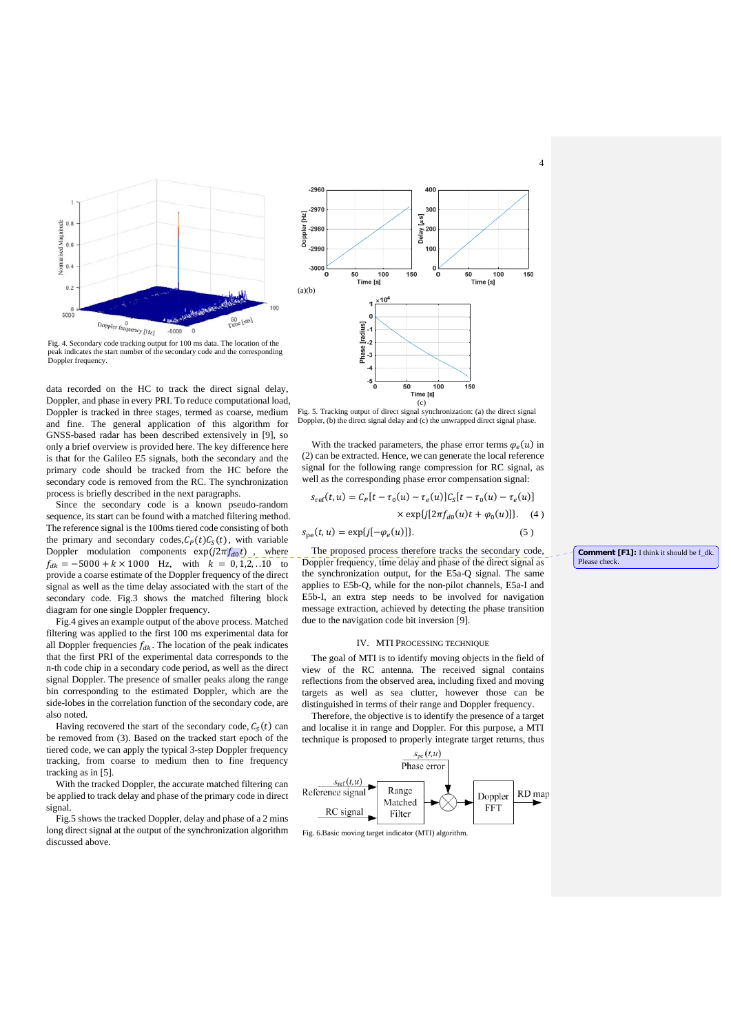Fig. 4. Secondary code tracking output for 100 ms data. The location of the peak indicates the start number of the secondary code and the corresponding Doppler frequency.

data recorded on the HC to track the direct signal delay, Doppler, and phase in every PRI. To reduce computational load, Doppler is tracked in three stages, termed as coarse, medium and fine. The general application of this algorithm for GNSS-based radar has been described extensively in [9], so only a brief overview is provided here. The key difference here is that for the Galileo E5 signals, both the secondary and the primary code should be tracked from the HC before the secondary code is removed from the RC. The synchronization process is briefly described in the next paragraphs.

Since the secondary code is a known pseudo-random sequence, its start can be found with a matched filtering method. The reference signal is the 100ms tiered code consisting of both the primary and secondary codes, $C_P(t)C_S(t)$, with variable Doppler modulation components $\exp(j2\pi f_{d0} t)$, where $f_{dk} = -5000 + k \times 1000$ Hz, with $k = 0,1,2,..10$ to provide a coarse estimate of the Doppler frequency of the direct signal as well as the time delay associated with the start of the secondary code. Fig.3 shows the matched filtering block diagram for one single Doppler frequency.

Fig.4 gives an example output of the above process. Matched filtering was applied to the first 100 ms experimental data for all Doppler frequencies $f_{dk}$. The location of the peak indicates that the first PRI of the experimental data corresponds to the n-th code chip in a secondary code period, as well as the direct signal Doppler. The presence of smaller peaks along the range bin corresponding to the estimated Doppler, which are the side-lobes in the correlation function of the secondary code, are also noted.

Having recovered the start of the secondary code, $C_S(t)$ can be removed from (3). Based on the tracked start epoch of the tiered code, we can apply the typical 3-step Doppler frequency tracking, from coarse to medium then to fine frequency tracking as in [5].

With the tracked Doppler, the accurate matched filtering can be applied to track delay and phase of the primary code in direct signal.

Fig.5 shows the tracked Doppler, delay and phase of a 2 mins long direct signal at the output of the synchronization algorithm discussed above.

(a)(b)

(c)

Fig. 5. Tracking output of direct signal synchronization: (a) the direct signal Doppler, (b) the direct signal delay and (c) the unwrapped direct signal phase.

With the tracked parameters, the phase error terms $\varphi_e(u)$ in (2) can be extracted. Hence, we can generate the local reference signal for the following range compression for RC signal, as well as the corresponding phase error compensation signal:

$$s_{\text{ref}}(t,u) = C_P[t - \tau_0(u) - \tau_e(u)]C_S[t - \tau_0(u) - \tau_e(u)] \times \exp\{j[2\pi f_{d0}(u)t + \varphi_0(u)]\}. \quad (4)$$

$$s_{\text{pe}}(t,u) = \exp\{j[-\varphi_e(u)]\}. \quad (5)$$

The proposed process therefore tracks the secondary code, Doppler frequency, time delay and phase of the direct signal as the synchronization output, for the E5a-Q signal. The same applies to E5b-Q, while for the non-pilot channels, E5a-I and E5b-I, an extra step needs to be involved for navigation message extraction, achieved by detecting the phase transition due to the navigation code bit inversion [9].

**Comment [F1]:** I think it should be f_dk. Please check.

## IV. MTI Processing Technique

The goal of MTI is to identify moving objects in the field of view of the RC antenna. The received signal contains reflections from the observed area, including fixed and moving targets as well as sea clutter, however those can be distinguished in terms of their range and Doppler frequency.

Therefore, the objective is to identify the presence of a target and localise it in range and Doppler. For this purpose, a MTI technique is proposed to properly integrate target returns, thus

Fig. 6.Basic moving target indicator (MTI) algorithm.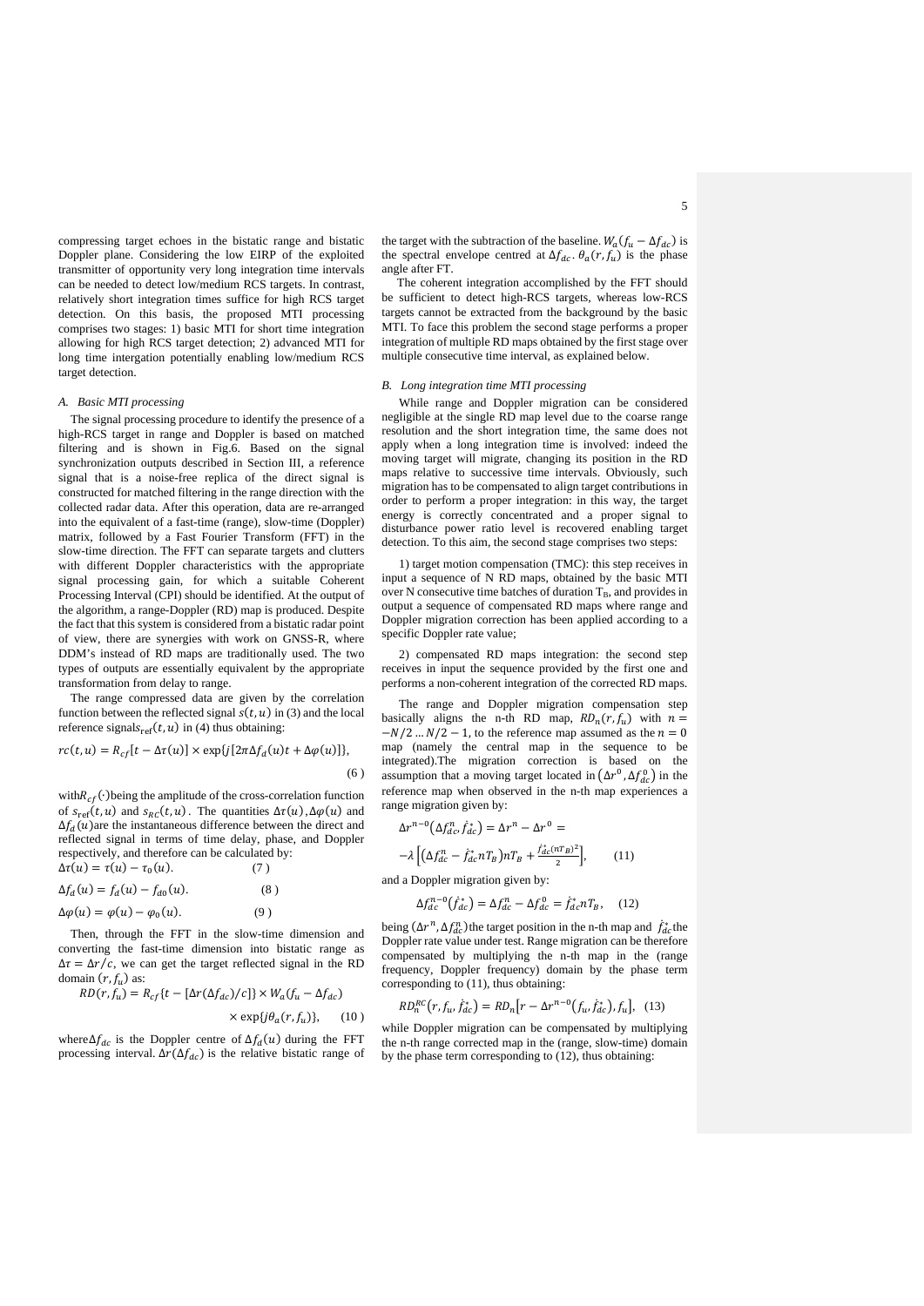compressing target echoes in the bistatic range and bistatic Doppler plane. Considering the low EIRP of the exploited transmitter of opportunity very long integration time intervals can be needed to detect low/medium RCS targets. In contrast, relatively short integration times suffice for high RCS target detection. On this basis, the proposed MTI processing comprises two stages: 1) basic MTI for short time integration allowing for high RCS target detection; 2) advanced MTI for long time intergation potentially enabling low/medium RCS target detection.

### *A. Basic MTI processing*

The signal processing procedure to identify the presence of a high-RCS target in range and Doppler is based on matched filtering and is shown in Fig.6. Based on the signal synchronization outputs described in Section III, a reference signal that is a noise-free replica of the direct signal is constructed for matched filtering in the range direction with the collected radar data. After this operation, data are re-arranged into the equivalent of a fast-time (range), slow-time (Doppler) matrix, followed by a Fast Fourier Transform (FFT) in the slow-time direction. The FFT can separate targets and clutters with different Doppler characteristics with the appropriate signal processing gain, for which a suitable Coherent Processing Interval (CPI) should be identified. At the output of the algorithm, a range-Doppler (RD) map is produced. Despite the fact that this system is considered from a bistatic radar point of view, there are synergies with work on GNSS-R, where DDM's instead of RD maps are traditionally used. The two types of outputs are essentially equivalent by the appropriate transformation from delay to range.

The range compressed data are given by the correlation function between the reflected signal $s(t,u)$ in (3) and the local reference signals $s_{\mathrm{ref}}(t,u)$ in (4) thus obtaining:

$$rc(t,u) = R_{cf}[t - \Delta\tau(u)] \times \exp\{j[2\pi\Delta f_d(u)t + \Delta\varphi(u)]\}, \tag{6}$$

with $R_{cf}(\cdot)$ being the amplitude of the cross-correlation function of $s_{\mathrm{ref}}(t,u)$ and $s_{RC}(t,u)$. The quantities $\Delta\tau(u)$, $\Delta\varphi(u)$ and $\Delta f_d(u)$ are the instantaneous difference between the direct and reflected signal in terms of time delay, phase, and Doppler respectively, and therefore can be calculated by:

$$\Delta\tau(u) = \tau(u) - \tau_0(u). \tag{7}$$

$$\Delta f_d(u) = f_d(u) - f_{d0}(u). \tag{8}$$

$$\Delta\varphi(u) = \varphi(u) - \varphi_0(u). \tag{9}$$

Then, through the FFT in the slow-time dimension and converting the fast-time dimension into bistatic range as $\Delta\tau = \Delta r/c$, we can get the target reflected signal in the RD domain $(r, f_u)$ as:

$$RD(r, f_u) = R_{cf}\{t - [\Delta r(\Delta f_{dc})/c]\} \times W_a(f_u - \Delta f_{dc}) \times \exp\{j\theta_a(r, f_u)\}, \tag{10}$$

where $\Delta f_{dc}$ is the Doppler centre of $\Delta f_d(u)$ during the FFT processing interval. $\Delta r(\Delta f_{dc})$ is the relative bistatic range of the target with the subtraction of the baseline. $W_a(f_u - \Delta f_{dc})$ is the spectral envelope centred at $\Delta f_{dc}$. $\theta_a(r, f_u)$ is the phase angle after FT.

The coherent integration accomplished by the FFT should be sufficient to detect high-RCS targets, whereas low-RCS targets cannot be extracted from the background by the basic MTI. To face this problem the second stage performs a proper integration of multiple RD maps obtained by the first stage over multiple consecutive time interval, as explained below.

### *B. Long integration time MTI processing*

While range and Doppler migration can be considered negligible at the single RD map level due to the coarse range resolution and the short integration time, the same does not apply when a long integration time is involved: indeed the moving target will migrate, changing its position in the RD maps relative to successive time intervals. Obviously, such migration has to be compensated to align target contributions in order to perform a proper integration: in this way, the target energy is correctly concentrated and a proper signal to disturbance power ratio level is recovered enabling target detection. To this aim, the second stage comprises two steps:

1) target motion compensation (TMC): this step receives in input a sequence of N RD maps, obtained by the basic MTI over N consecutive time batches of duration $T_B$, and provides in output a sequence of compensated RD maps where range and Doppler migration correction has been applied according to a specific Doppler rate value;

2) compensated RD maps integration: the second step receives in input the sequence provided by the first one and performs a non-coherent integration of the corrected RD maps.

The range and Doppler migration compensation step basically aligns the n-th RD map, $RD_n(r, f_u)$ with $n = -N/2 \ldots N/2 - 1$, to the reference map assumed as the $n = 0$ map (namely the central map in the sequence to be integrated).The migration correction is based on the assumption that a moving target located in $(\Delta r^0, \Delta f_{dc}^0)$ in the reference map when observed in the n-th map experiences a range migration given by:

$$\Delta r^{n-0}(\Delta f_{dc}^n, \dot{f}_{dc}^*) = \Delta r^n - \Delta r^0 = -\lambda\left[\left(\Delta f_{dc}^n - \dot{f}_{dc}^* n T_B\right) n T_B + \frac{\dot{f}_{dc}^*(nT_B)^2}{2}\right], \tag{11}$$

and a Doppler migration given by:

$$\Delta f_{dc}^{n-0}(\dot{f}_{dc}^*) = \Delta f_{dc}^n - \Delta f_{dc}^0 = \dot{f}_{dc}^* n T_B, \tag{12}$$

being $(\Delta r^n, \Delta f_{dc}^n)$ the target position in the n-th map and $\dot{f}_{dc}^*$ the Doppler rate value under test. Range migration can be therefore compensated by multiplying the n-th map in the (range frequency, Doppler frequency) domain by the phase term corresponding to (11), thus obtaining:

$$RD_n^{RC}(r, f_u, \dot{f}_{dc}^*) = RD_n\left[r - \Delta r^{n-0}(f_u, \dot{f}_{dc}^*), f_u\right], \tag{13}$$

while Doppler migration can be compensated by multiplying the n-th range corrected map in the (range, slow-time) domain by the phase term corresponding to (12), thus obtaining: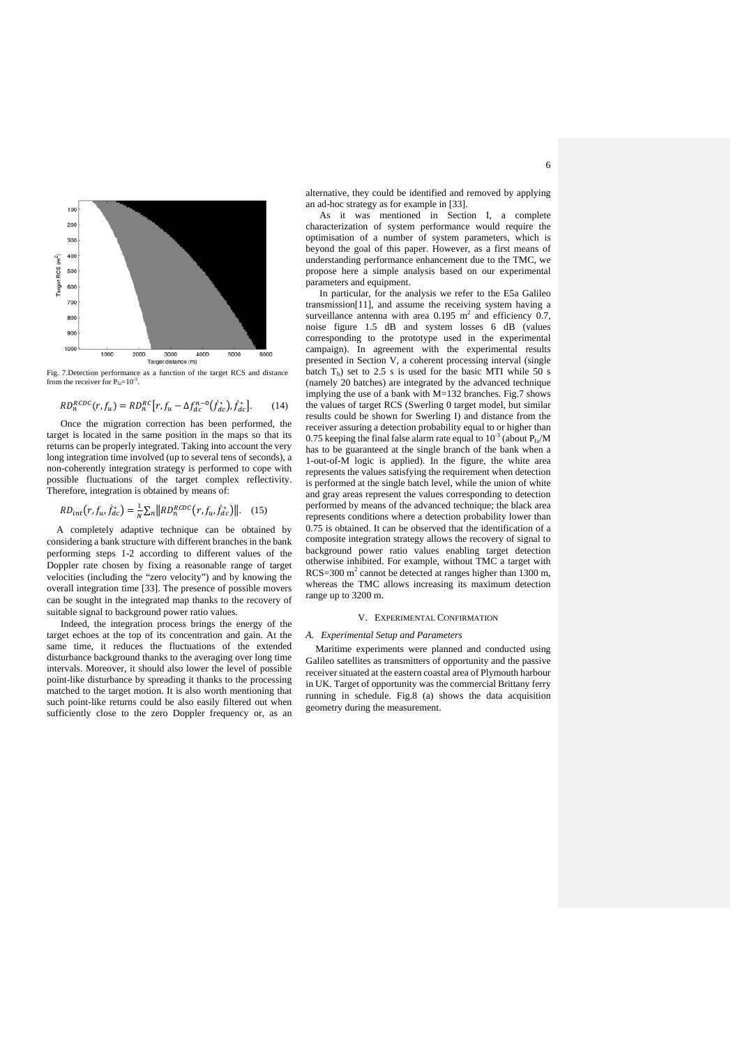Fig. 7.Detection performance as a function of the target RCS and distance from the receiver for $P_{fa}=10^{-3}$.

$$RD_n^{RCDC}(r,f_u) = RD_n^{RC}\left[r, f_u - \Delta f_{dc}^{n-0}(\dot{f}_{dc}^*), \dot{f}_{dc}^*\right]. \qquad (14)$$

Once the migration correction has been performed, the target is located in the same position in the maps so that its returns can be properly integrated. Taking into account the very long integration time involved (up to several tens of seconds), a non-coherently integration strategy is performed to cope with possible fluctuations of the target complex reflectivity. Therefore, integration is obtained by means of:

$$RD_{int}\left(r, f_u, \dot{f}_{dc}^*\right) = \frac{1}{N}\sum_n \left\| RD_n^{RCDC}\left(r, f_u, \dot{f}_{dc}^*\right)\right\|. \quad (15)$$

A completely adaptive technique can be obtained by considering a bank structure with different branches in the bank performing steps 1-2 according to different values of the Doppler rate chosen by fixing a reasonable range of target velocities (including the "zero velocity") and by knowing the overall integration time [33]. The presence of possible movers can be sought in the integrated map thanks to the recovery of suitable signal to background power ratio values.

Indeed, the integration process brings the energy of the target echoes at the top of its concentration and gain. At the same time, it reduces the fluctuations of the extended disturbance background thanks to the averaging over long time intervals. Moreover, it should also lower the level of possible point-like disturbance by spreading it thanks to the processing matched to the target motion. It is also worth mentioning that such point-like returns could be also easily filtered out when sufficiently close to the zero Doppler frequency or, as an alternative, they could be identified and removed by applying an ad-hoc strategy as for example in [33].

As it was mentioned in Section I, a complete characterization of system performance would require the optimisation of a number of system parameters, which is beyond the goal of this paper. However, as a first means of understanding performance enhancement due to the TMC, we propose here a simple analysis based on our experimental parameters and equipment.

In particular, for the analysis we refer to the E5a Galileo transmission[11], and assume the receiving system having a surveillance antenna with area 0.195 m$^2$ and efficiency 0.7, noise figure 1.5 dB and system losses 6 dB (values corresponding to the prototype used in the experimental campaign). In agreement with the experimental results presented in Section V, a coherent processing interval (single batch $T_b$) set to 2.5 s is used for the basic MTI while 50 s (namely 20 batches) are integrated by the advanced technique implying the use of a bank with M=132 branches. Fig.7 shows the values of target RCS (Swerling 0 target model, but similar results could be shown for Swerling I) and distance from the receiver assuring a detection probability equal to or higher than 0.75 keeping the final false alarm rate equal to $10^{-3}$ (about $P_{fa}/M$ has to be guaranteed at the single branch of the bank when a 1-out-of-M logic is applied). In the figure, the white area represents the values satisfying the requirement when detection is performed at the single batch level, while the union of white and gray areas represent the values corresponding to detection performed by means of the advanced technique; the black area represents conditions where a detection probability lower than 0.75 is obtained. It can be observed that the identification of a composite integration strategy allows the recovery of signal to background power ratio values enabling target detection otherwise inhibited. For example, without TMC a target with RCS=300 m$^2$ cannot be detected at ranges higher than 1300 m, whereas the TMC allows increasing its maximum detection range up to 3200 m.

## V. Experimental Confirmation

### A. Experimental Setup and Parameters

Maritime experiments were planned and conducted using Galileo satellites as transmitters of opportunity and the passive receiver situated at the eastern coastal area of Plymouth harbour in UK. Target of opportunity was the commercial Brittany ferry running in schedule. Fig.8 (a) shows the data acquisition geometry during the measurement.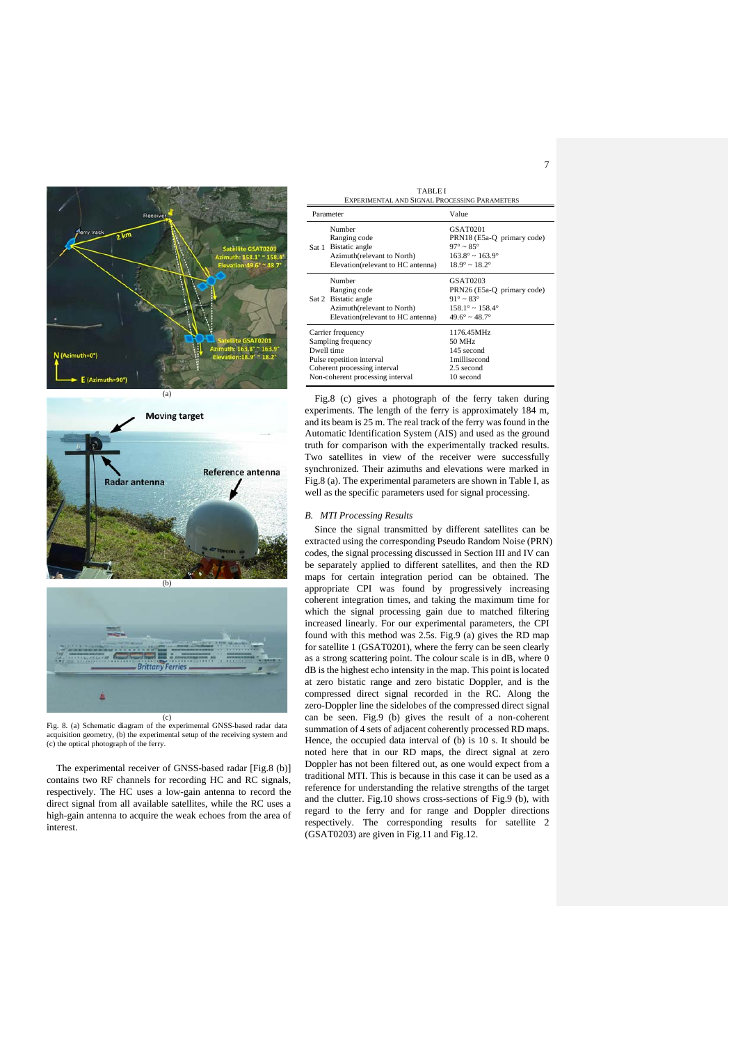Fig. 8. (a) Schematic diagram of the experimental GNSS-based radar data acquisition geometry, (b) the experimental setup of the receiving system and (c) the optical photograph of the ferry.

The experimental receiver of GNSS-based radar [Fig.8 (b)] contains two RF channels for recording HC and RC signals, respectively. The HC uses a low-gain antenna to record the direct signal from all available satellites, while the RC uses a high-gain antenna to acquire the weak echoes from the area of interest.

TABLE I
EXPERIMENTAL AND SIGNAL PROCESSING PARAMETERS

| | Parameter | Value |
|---|---|---|
| Sat 1 | Number | GSAT0201 |
| | Ranging code | PRN18 (E5a-Q primary code) |
| | Bistatic angle | 97° ~ 85° |
| | Azimuth(relevant to North) | 163.8° ~ 163.9° |
| | Elevation(relevant to HC antenna) | 18.9° ~ 18.2° |
| Sat 2 | Number | GSAT0203 |
| | Ranging code | PRN26 (E5a-Q primary code) |
| | Bistatic angle | 91° ~ 83° |
| | Azimuth(relevant to North) | 158.1° ~ 158.4° |
| | Elevation(relevant to HC antenna) | 49.6° ~ 48.7° |
| | Carrier frequency | 1176.45MHz |
| | Sampling frequency | 50 MHz |
| | Dwell time | 145 second |
| | Pulse repetition interval | 1millisecond |
| | Coherent processing interval | 2.5 second |
| | Non-coherent processing interval | 10 second |

Fig.8 (c) gives a photograph of the ferry taken during experiments. The length of the ferry is approximately 184 m, and its beam is 25 m. The real track of the ferry was found in the Automatic Identification System (AIS) and used as the ground truth for comparison with the experimentally tracked results. Two satellites in view of the receiver were successfully synchronized. Their azimuths and elevations were marked in Fig.8 (a). The experimental parameters are shown in Table I, as well as the specific parameters used for signal processing.

### B. MTI Processing Results

Since the signal transmitted by different satellites can be extracted using the corresponding Pseudo Random Noise (PRN) codes, the signal processing discussed in Section III and IV can be separately applied to different satellites, and then the RD maps for certain integration period can be obtained. The appropriate CPI was found by progressively increasing coherent integration times, and taking the maximum time for which the signal processing gain due to matched filtering increased linearly. For our experimental parameters, the CPI found with this method was 2.5s. Fig.9 (a) gives the RD map for satellite 1 (GSAT0201), where the ferry can be seen clearly as a strong scattering point. The colour scale is in dB, where 0 dB is the highest echo intensity in the map. This point is located at zero bistatic range and zero bistatic Doppler, and is the compressed direct signal recorded in the RC. Along the zero-Doppler line the sidelobes of the compressed direct signal can be seen. Fig.9 (b) gives the result of a non-coherent summation of 4 sets of adjacent coherently processed RD maps. Hence, the occupied data interval of (b) is 10 s. It should be noted here that in our RD maps, the direct signal at zero Doppler has not been filtered out, as one would expect from a traditional MTI. This is because in this case it can be used as a reference for understanding the relative strengths of the target and the clutter. Fig.10 shows cross-sections of Fig.9 (b), with regard to the ferry and for range and Doppler directions respectively. The corresponding results for satellite 2 (GSAT0203) are given in Fig.11 and Fig.12.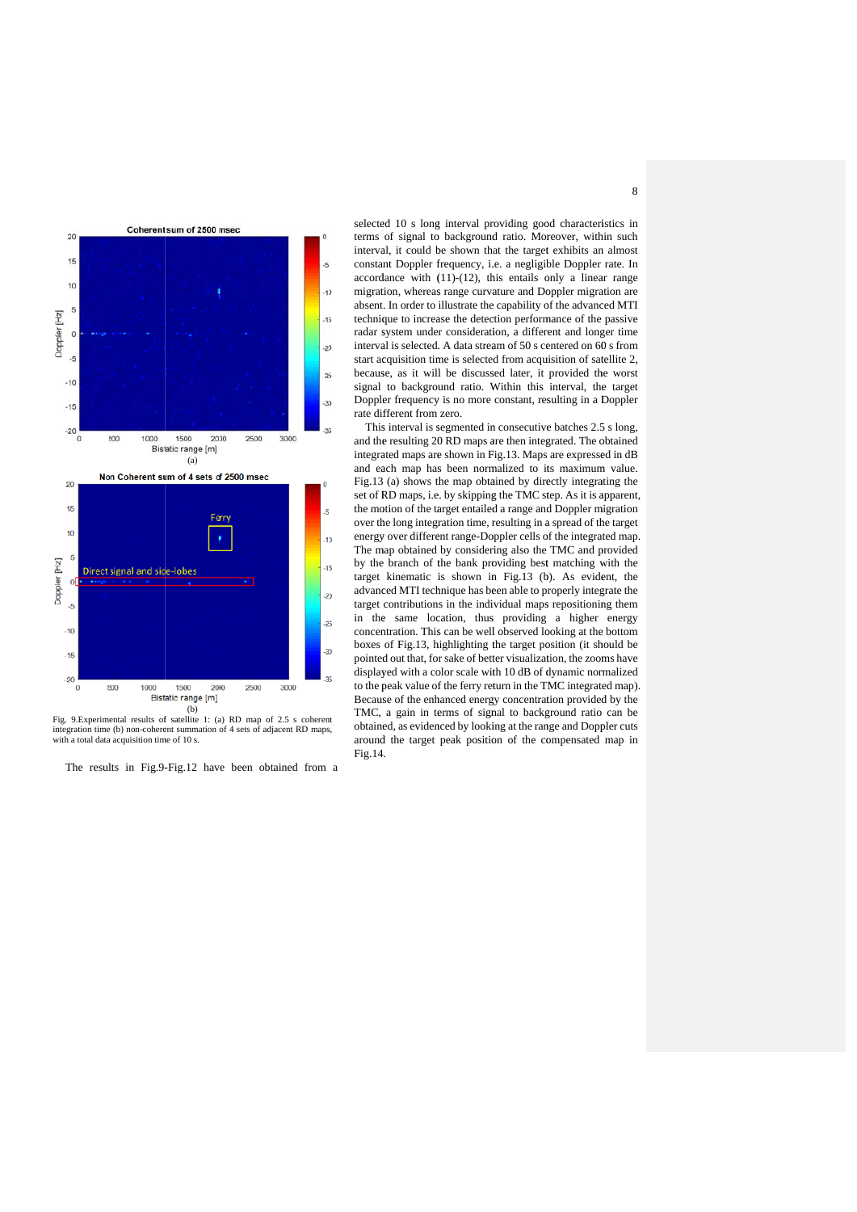Fig. 9.Experimental results of satellite 1: (a) RD map of 2.5 s coherent integration time (b) non-coherent summation of 4 sets of adjacent RD maps, with a total data acquisition time of 10 s.

The results in Fig.9-Fig.12 have been obtained from a selected 10 s long interval providing good characteristics in terms of signal to background ratio. Moreover, within such interval, it could be shown that the target exhibits an almost constant Doppler frequency, i.e. a negligible Doppler rate. In accordance with (11)-(12), this entails only a linear range migration, whereas range curvature and Doppler migration are absent. In order to illustrate the capability of the advanced MTI technique to increase the detection performance of the passive radar system under consideration, a different and longer time interval is selected. A data stream of 50 s centered on 60 s from start acquisition time is selected from acquisition of satellite 2, because, as it will be discussed later, it provided the worst signal to background ratio. Within this interval, the target Doppler frequency is no more constant, resulting in a Doppler rate different from zero.

This interval is segmented in consecutive batches 2.5 s long, and the resulting 20 RD maps are then integrated. The obtained integrated maps are shown in Fig.13. Maps are expressed in dB and each map has been normalized to its maximum value. Fig.13 (a) shows the map obtained by directly integrating the set of RD maps, i.e. by skipping the TMC step. As it is apparent, the motion of the target entailed a range and Doppler migration over the long integration time, resulting in a spread of the target energy over different range-Doppler cells of the integrated map. The map obtained by considering also the TMC and provided by the branch of the bank providing best matching with the target kinematic is shown in Fig.13 (b). As evident, the advanced MTI technique has been able to properly integrate the target contributions in the individual maps repositioning them in the same location, thus providing a higher energy concentration. This can be well observed looking at the bottom boxes of Fig.13, highlighting the target position (it should be pointed out that, for sake of better visualization, the zooms have displayed with a color scale with 10 dB of dynamic normalized to the peak value of the ferry return in the TMC integrated map). Because of the enhanced energy concentration provided by the TMC, a gain in terms of signal to background ratio can be obtained, as evidenced by looking at the range and Doppler cuts around the target peak position of the compensated map in Fig.14.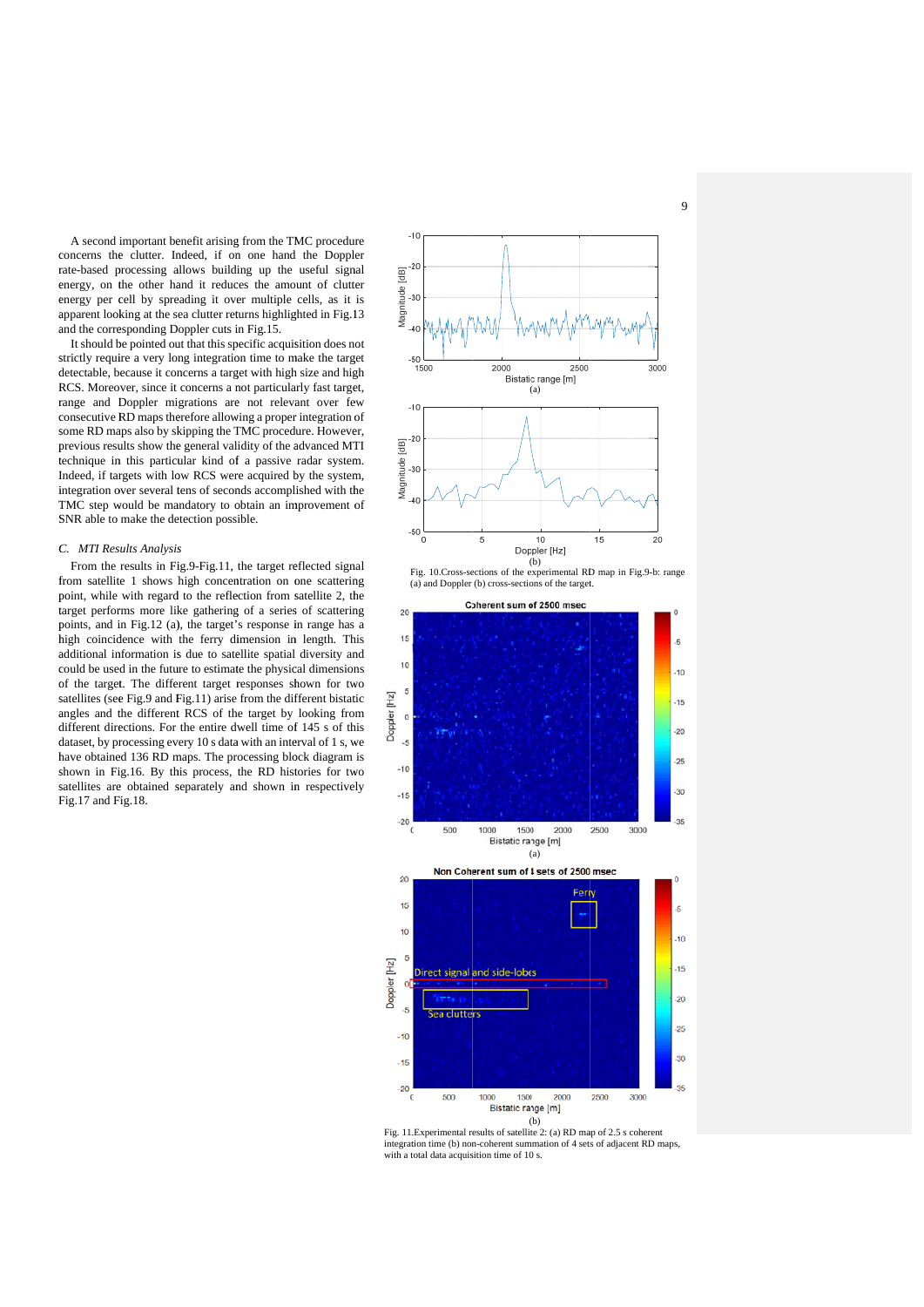A second important benefit arising from the TMC procedure concerns the clutter. Indeed, if on one hand the Doppler rate-based processing allows building up the useful signal energy, on the other hand it reduces the amount of clutter energy per cell by spreading it over multiple cells, as it is apparent looking at the sea clutter returns highlighted in Fig.13 and the corresponding Doppler cuts in Fig.15.

It should be pointed out that this specific acquisition does not strictly require a very long integration time to make the target detectable, because it concerns a target with high size and high RCS. Moreover, since it concerns a not particularly fast target, range and Doppler migrations are not relevant over few consecutive RD maps therefore allowing a proper integration of some RD maps also by skipping the TMC procedure. However, previous results show the general validity of the advanced MTI technique in this particular kind of a passive radar system. Indeed, if targets with low RCS were acquired by the system, integration over several tens of seconds accomplished with the TMC step would be mandatory to obtain an improvement of SNR able to make the detection possible.

### C. *MTI Results Analysis*

From the results in Fig.9-Fig.11, the target reflected signal from satellite 1 shows high concentration on one scattering point, while with regard to the reflection from satellite 2, the target performs more like gathering of a series of scattering points, and in Fig.12 (a), the target's response in range has a high coincidence with the ferry dimension in length. This additional information is due to satellite spatial diversity and could be used in the future to estimate the physical dimensions of the target. The different target responses shown for two satellites (see Fig.9 and Fig.11) arise from the different bistatic angles and the different RCS of the target by looking from different directions. For the entire dwell time of 145 s of this dataset, by processing every 10 s data with an interval of 1 s, we have obtained 136 RD maps. The processing block diagram is shown in Fig.16. By this process, the RD histories for two satellites are obtained separately and shown in respectively Fig.17 and Fig.18.

Fig. 10.Cross-sections of the experimental RD map in Fig.9-b: range (a) and Doppler (b) cross-sections of the target.

Fig. 11.Experimental results of satellite 2: (a) RD map of 2.5 s coherent integration time (b) non-coherent summation of 4 sets of adjacent RD maps, with a total data acquisition time of 10 s.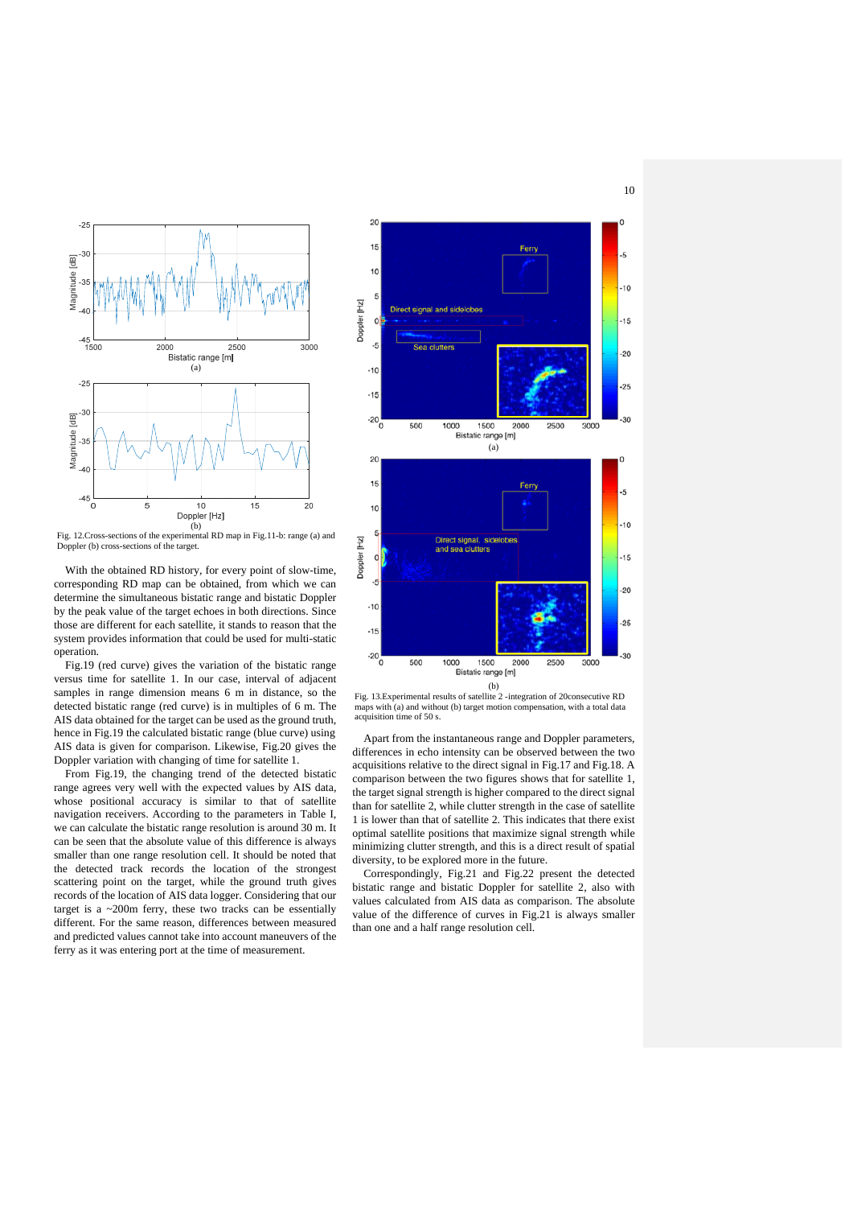Fig. 12.Cross-sections of the experimental RD map in Fig.11-b: range (a) and Doppler (b) cross-sections of the target.

With the obtained RD history, for every point of slow-time, corresponding RD map can be obtained, from which we can determine the simultaneous bistatic range and bistatic Doppler by the peak value of the target echoes in both directions. Since those are different for each satellite, it stands to reason that the system provides information that could be used for multi-static operation.

Fig.19 (red curve) gives the variation of the bistatic range versus time for satellite 1. In our case, interval of adjacent samples in range dimension means 6 m in distance, so the detected bistatic range (red curve) is in multiples of 6 m. The AIS data obtained for the target can be used as the ground truth, hence in Fig.19 the calculated bistatic range (blue curve) using AIS data is given for comparison. Likewise, Fig.20 gives the Doppler variation with changing of time for satellite 1.

From Fig.19, the changing trend of the detected bistatic range agrees very well with the expected values by AIS data, whose positional accuracy is similar to that of satellite navigation receivers. According to the parameters in Table I, we can calculate the bistatic range resolution is around 30 m. It can be seen that the absolute value of this difference is always smaller than one range resolution cell. It should be noted that the detected track records the location of the strongest scattering point on the target, while the ground truth gives records of the location of AIS data logger. Considering that our target is a ~200m ferry, these two tracks can be essentially different. For the same reason, differences between measured and predicted values cannot take into account maneuvers of the ferry as it was entering port at the time of measurement.

Fig. 13.Experimental results of satellite 2 -integration of 20consecutive RD maps with (a) and without (b) target motion compensation, with a total data acquisition time of 50 s.

Apart from the instantaneous range and Doppler parameters, differences in echo intensity can be observed between the two acquisitions relative to the direct signal in Fig.17 and Fig.18. A comparison between the two figures shows that for satellite 1, the target signal strength is higher compared to the direct signal than for satellite 2, while clutter strength in the case of satellite 1 is lower than that of satellite 2. This indicates that there exist optimal satellite positions that maximize signal strength while minimizing clutter strength, and this is a direct result of spatial diversity, to be explored more in the future.

Correspondingly, Fig.21 and Fig.22 present the detected bistatic range and bistatic Doppler for satellite 2, also with values calculated from AIS data as comparison. The absolute value of the difference of curves in Fig.21 is always smaller than one and a half range resolution cell.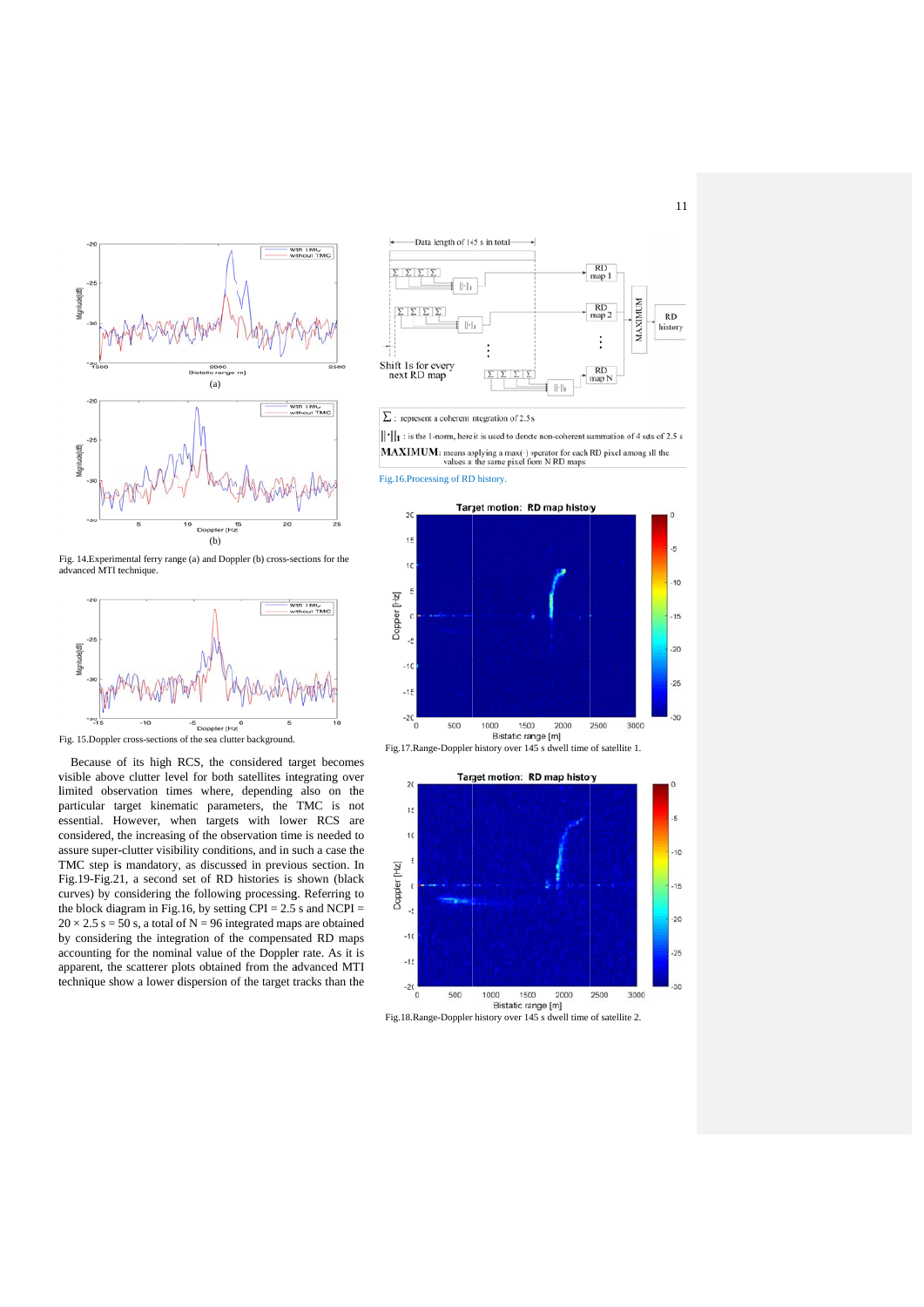Fig. 14.Experimental ferry range (a) and Doppler (b) cross-sections for the advanced MTI technique.

Fig. 15.Doppler cross-sections of the sea clutter background.

Because of its high RCS, the considered target becomes visible above clutter level for both satellites integrating over limited observation times where, depending also on the particular target kinematic parameters, the TMC is not essential. However, when targets with lower RCS are considered, the increasing of the observation time is needed to assure super-clutter visibility conditions, and in such a case the TMC step is mandatory, as discussed in previous section. In Fig.19-Fig.21, a second set of RD histories is shown (black curves) by considering the following processing. Referring to the block diagram in Fig.16, by setting CPI = 2.5 s and NCPI = 20 × 2.5 s = 50 s, a total of N = 96 integrated maps are obtained by considering the integration of the compensated RD maps accounting for the nominal value of the Doppler rate. As it is apparent, the scatterer plots obtained from the advanced MTI technique show a lower dispersion of the target tracks than the

$\Sigma$ : represent a coherent integration of 2.5 s

$\|\cdot\|_1$ : is the 1-norm, here it is used to denote non-coherent summation of 4 sets of 2.5 s

**MAXIMUM**: means applying a max(·) operator for each RD pixel among all the values at the same pixel from N RD maps

Fig.16.Processing of RD history.

Fig.17.Range-Doppler history over 145 s dwell time of satellite 1.

Fig.18.Range-Doppler history over 145 s dwell time of satellite 2.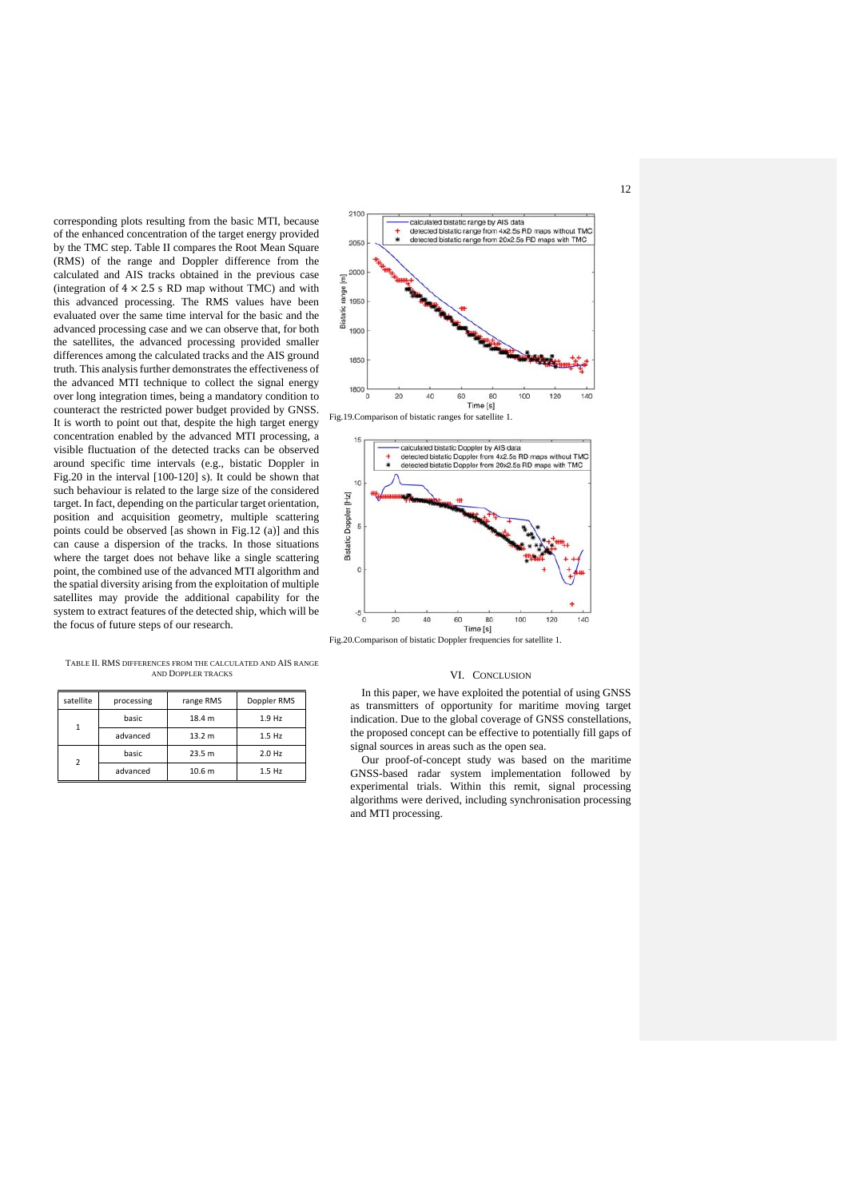corresponding plots resulting from the basic MTI, because of the enhanced concentration of the target energy provided by the TMC step. Table II compares the Root Mean Square (RMS) of the range and Doppler difference from the calculated and AIS tracks obtained in the previous case (integration of $4 \times 2.5$ s RD map without TMC) and with this advanced processing. The RMS values have been evaluated over the same time interval for the basic and the advanced processing case and we can observe that, for both the satellites, the advanced processing provided smaller differences among the calculated tracks and the AIS ground truth. This analysis further demonstrates the effectiveness of the advanced MTI technique to collect the signal energy over long integration times, being a mandatory condition to counteract the restricted power budget provided by GNSS. It is worth to point out that, despite the high target energy concentration enabled by the advanced MTI processing, a visible fluctuation of the detected tracks can be observed around specific time intervals (e.g., bistatic Doppler in Fig.20 in the interval [100-120] s). It could be shown that such behaviour is related to the large size of the considered target. In fact, depending on the particular target orientation, position and acquisition geometry, multiple scattering points could be observed [as shown in Fig.12 (a)] and this can cause a dispersion of the tracks. In those situations where the target does not behave like a single scattering point, the combined use of the advanced MTI algorithm and the spatial diversity arising from the exploitation of multiple satellites may provide the additional capability for the system to extract features of the detected ship, which will be the focus of future steps of our research.

TABLE II. RMS DIFFERENCES FROM THE CALCULATED AND AIS RANGE AND DOPPLER TRACKS

| satellite | processing | range RMS | Doppler RMS |
|---|---|---|---|
| 1 | basic | 18.4 m | 1.9 Hz |
| | advanced | 13.2 m | 1.5 Hz |
| 2 | basic | 23.5 m | 2.0 Hz |
| | advanced | 10.6 m | 1.5 Hz |

Fig.19.Comparison of bistatic ranges for satellite 1.

Fig.20.Comparison of bistatic Doppler frequencies for satellite 1.

## VI. Conclusion

In this paper, we have exploited the potential of using GNSS as transmitters of opportunity for maritime moving target indication. Due to the global coverage of GNSS constellations, the proposed concept can be effective to potentially fill gaps of signal sources in areas such as the open sea.

Our proof-of-concept study was based on the maritime GNSS-based radar system implementation followed by experimental trials. Within this remit, signal processing algorithms were derived, including synchronisation processing and MTI processing.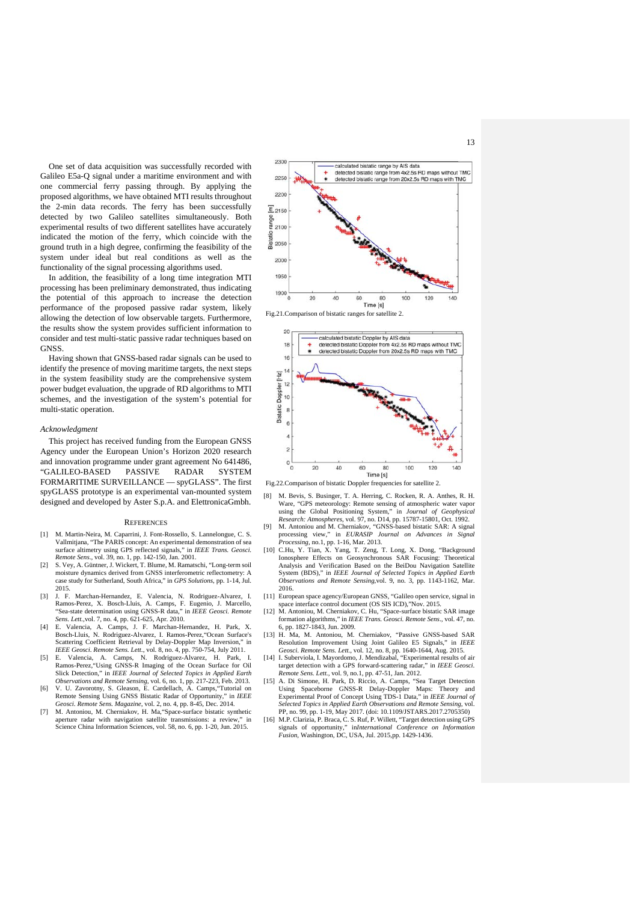One set of data acquisition was successfully recorded with Galileo E5a-Q signal under a maritime environment and with one commercial ferry passing through. By applying the proposed algorithms, we have obtained MTI results throughout the 2-min data records. The ferry has been successfully detected by two Galileo satellites simultaneously. Both experimental results of two different satellites have accurately indicated the motion of the ferry, which coincide with the ground truth in a high degree, confirming the feasibility of the system under ideal but real conditions as well as the functionality of the signal processing algorithms used.

In addition, the feasibility of a long time integration MTI processing has been preliminary demonstrated, thus indicating the potential of this approach to increase the detection performance of the proposed passive radar system, likely allowing the detection of low observable targets. Furthermore, the results show the system provides sufficient information to consider and test multi-static passive radar techniques based on GNSS.

Having shown that GNSS-based radar signals can be used to identify the presence of moving maritime targets, the next steps in the system feasibility study are the comprehensive system power budget evaluation, the upgrade of RD algorithms to MTI schemes, and the investigation of the system's potential for multi-static operation.

*Acknowledgment*

This project has received funding from the European GNSS Agency under the European Union's Horizon 2020 research and innovation programme under grant agreement No 641486, "GALILEO-BASED PASSIVE RADAR SYSTEM FORMARITIME SURVEILLANCE — spyGLASS". The first spyGLASS prototype is an experimental van-mounted system designed and developed by Aster S.p.A. and ElettronicaGmbh.

Fig.21.Comparison of bistatic ranges for satellite 2.

Fig.22.Comparison of bistatic Doppler frequencies for satellite 2.

## References

[1] M. Martin-Neira, M. Caparrini, J. Font-Rossello, S. Lannelongue, C. S. Vallmitjana, "The PARIS concept: An experimental demonstration of sea surface altimetry using GPS reflected signals," in *IEEE Trans. Geosci. Remote Sens*., vol. 39, no. 1, pp. 142-150, Jan. 2001.

[2] S. Vey, A. Güntner, J. Wickert, T. Blume, M. Ramatschi, "Long-term soil moisture dynamics derived from GNSS interferometric reflectometry: A case study for Sutherland, South Africa," in *GPS Solutions*, pp. 1-14, Jul. 2015.

[3] J. F. Marchan-Hernandez, E. Valencia, N. Rodriguez-Alvarez, I. Ramos-Perez, X. Bosch-Lluis, A. Camps, F. Eugenio, J. Marcello, "Sea-state determination using GNSS-R data," in *IEEE Geosci. Remote Sens. Lett.*,vol. 7, no. 4, pp. 621-625, Apr. 2010.

[4] E. Valencia, A. Camps, J. F. Marchan-Hernandez, H. Park, X. Bosch-Lluis, N. Rodriguez-Alvarez, I. Ramos-Perez,"Ocean Surface's Scattering Coefficient Retrieval by Delay-Doppler Map Inversion," in *IEEE Geosci. Remote Sens. Lett.*, vol. 8, no. 4, pp. 750-754, July 2011.

[5] E. Valencia, A. Camps, N. Rodriguez-Alvarez, H. Park, I. Ramos-Perez,"Using GNSS-R Imaging of the Ocean Surface for Oil Slick Detection," in *IEEE Journal of Selected Topics in Applied Earth Observations and Remote Sensing*, vol. 6, no. 1, pp. 217-223, Feb. 2013.

[6] V. U. Zavorotny, S. Gleason, E. Cardellach, A. Camps,"Tutorial on Remote Sensing Using GNSS Bistatic Radar of Opportunity," in *IEEE Geosci. Remote Sens. Magazine*, vol. 2, no. 4, pp. 8-45, Dec. 2014.

[7] M. Antoniou, M. Cherniakov, H. Ma,"Space-surface bistatic synthetic aperture radar with navigation satellite transmissions: a review," in Science China Information Sciences, vol. 58, no. 6, pp. 1-20, Jun. 2015.

[8] M. Bevis, S. Businger, T. A. Herring, C. Rocken, R. A. Anthes, R. H. Ware, "GPS meteorology: Remote sensing of atmospheric water vapor using the Global Positioning System," in *Journal of Geophysical Research: Atmospheres*, vol. 97, no. D14, pp. 15787-15801, Oct. 1992.

[9] M. Antoniou and M. Cherniakov, "GNSS-based bistatic SAR: A signal processing view," in *EURASIP Journal on Advances in Signal Processing*, no.1, pp. 1-16, Mar. 2013.

[10] C.Hu, Y. Tian, X. Yang, T. Zeng, T. Long, X. Dong, "Background Ionosphere Effects on Geosynchronous SAR Focusing: Theoretical Analysis and Verification Based on the BeiDou Navigation Satellite System (BDS)," in *IEEE Journal of Selected Topics in Applied Earth Observations and Remote Sensing*,vol. 9, no. 3, pp. 1143-1162, Mar. 2016.

[11] European space agency/European GNSS, "Galileo open service, signal in space interface control document (OS SIS ICD),"Nov. 2015.

[12] M. Antoniou, M. Cherniakov, C. Hu, "Space-surface bistatic SAR image formation algorithms," in *IEEE Trans. Geosci. Remote Sens.*, vol. 47, no. 6, pp. 1827-1843, Jun. 2009.

[13] H. Ma, M. Antoniou, M. Cherniakov, "Passive GNSS-based SAR Resolution Improvement Using Joint Galileo E5 Signals," in *IEEE Geosci. Remote Sens. Lett.*, vol. 12, no. 8, pp. 1640-1644, Aug. 2015.

[14] I. Suberviola, I. Mayordomo, J. Mendizabal, "Experimental results of air target detection with a GPS forward-scattering radar," in *IEEE Geosci. Remote Sens. Lett.*, vol. 9, no.1, pp. 47-51, Jan. 2012.

[15] A. Di Simone, H. Park, D. Riccio, A. Camps, "Sea Target Detection Using Spaceborne GNSS-R Delay-Doppler Maps: Theory and Experimental Proof of Concept Using TDS-1 Data," in *IEEE Journal of Selected Topics in Applied Earth Observations and Remote Sensing*, vol. PP, no. 99, pp. 1-19, May 2017. (doi: 10.1109/JSTARS.2017.2705350)

[16] M.P. Clarizia, P. Braca, C. S. Ruf, P. Willett, "Target detection using GPS signals of opportunity," in*International Conference on Information Fusion*, Washington, DC, USA, Jul. 2015,pp. 1429-1436.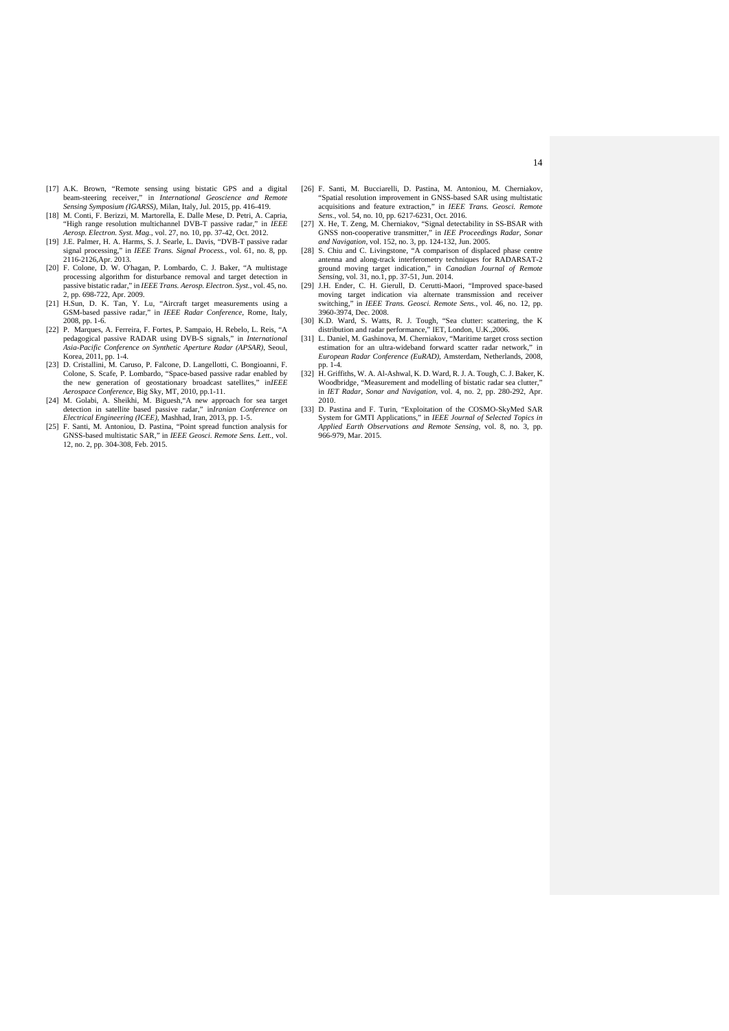[17] A.K. Brown, "Remote sensing using bistatic GPS and a digital beam-steering receiver," in *International Geoscience and Remote Sensing Symposium (IGARSS)*, Milan, Italy, Jul. 2015, pp. 416-419.

[18] M. Conti, F. Berizzi, M. Martorella, E. Dalle Mese, D. Petri, A. Capria, "High range resolution multichannel DVB-T passive radar," in *IEEE Aerosp. Electron. Syst. Mag.*, vol. 27, no. 10, pp. 37-42, Oct. 2012.

[19] J.E. Palmer, H. A. Harms, S. J. Searle, L. Davis, "DVB-T passive radar signal processing," in *IEEE Trans. Signal Process.*, vol. 61, no. 8, pp. 2116-2126,Apr. 2013.

[20] F. Colone, D. W. O'hagan, P. Lombardo, C. J. Baker, "A multistage processing algorithm for disturbance removal and target detection in passive bistatic radar," in *IEEE Trans. Aerosp. Electron. Syst.*, vol. 45, no. 2, pp. 698-722, Apr. 2009.

[21] H.Sun, D. K. Tan, Y. Lu, "Aircraft target measurements using a GSM-based passive radar," in *IEEE Radar Conference*, Rome, Italy, 2008, pp. 1-6.

[22] P. Marques, A. Ferreira, F. Fortes, P. Sampaio, H. Rebelo, L. Reis, "A pedagogical passive RADAR using DVB-S signals," in *International Asia-Pacific Conference on Synthetic Aperture Radar (APSAR)*, Seoul, Korea, 2011, pp. 1-4.

[23] D. Cristallini, M. Caruso, P. Falcone, D. Langellotti, C. Bongioanni, F. Colone, S. Scafe, P. Lombardo, "Space-based passive radar enabled by the new generation of geostationary broadcast satellites," in*IEEE Aerospace Conference*, Big Sky, MT, 2010, pp.1-11.

[24] M. Golabi, A. Sheikhi, M. Biguesh,"A new approach for sea target detection in satellite based passive radar," in*Iranian Conference on Electrical Engineering (ICEE)*, Mashhad, Iran, 2013, pp. 1-5.

[25] F. Santi, M. Antoniou, D. Pastina, "Point spread function analysis for GNSS-based multistatic SAR," in *IEEE Geosci. Remote Sens. Lett.*, vol. 12, no. 2, pp. 304-308, Feb. 2015.

[26] F. Santi, M. Bucciarelli, D. Pastina, M. Antoniou, M. Cherniakov, "Spatial resolution improvement in GNSS-based SAR using multistatic acquisitions and feature extraction," in *IEEE Trans. Geosci. Remote Sens.*, vol. 54, no. 10, pp. 6217-6231, Oct. 2016.

[27] X. He, T. Zeng, M. Cherniakov, "Signal detectability in SS-BSAR with GNSS non-cooperative transmitter," in *IEE Proceedings Radar, Sonar and Navigation*, vol. 152, no. 3, pp. 124-132, Jun. 2005.

[28] S. Chiu and C. Livingstone, "A comparison of displaced phase centre antenna and along-track interferometry techniques for RADARSAT-2 ground moving target indication," in *Canadian Journal of Remote Sensing*, vol. 31, no.1, pp. 37-51, Jun. 2014.

[29] J.H. Ender, C. H. Gierull, D. Cerutti-Maori, "Improved space-based moving target indication via alternate transmission and receiver switching," in *IEEE Trans. Geosci. Remote Sens.*, vol. 46, no. 12, pp. 3960-3974, Dec. 2008.

[30] K.D. Ward, S. Watts, R. J. Tough, "Sea clutter: scattering, the K distribution and radar performance," IET, London, U.K.,2006.

[31] L. Daniel, M. Gashinova, M. Cherniakov, "Maritime target cross section estimation for an ultra-wideband forward scatter radar network," in *European Radar Conference (EuRAD)*, Amsterdam, Netherlands, 2008, pp. 1-4.

[32] H. Griffiths, W. A. Al-Ashwal, K. D. Ward, R. J. A. Tough, C. J. Baker, K. Woodbridge, "Measurement and modelling of bistatic radar sea clutter," in *IET Radar, Sonar and Navigation*, vol. 4, no. 2, pp. 280-292, Apr. 2010.

[33] D. Pastina and F. Turin, "Exploitation of the COSMO-SkyMed SAR System for GMTI Applications," in *IEEE Journal of Selected Topics in Applied Earth Observations and Remote Sensing*, vol. 8, no. 3, pp. 966-979, Mar. 2015.